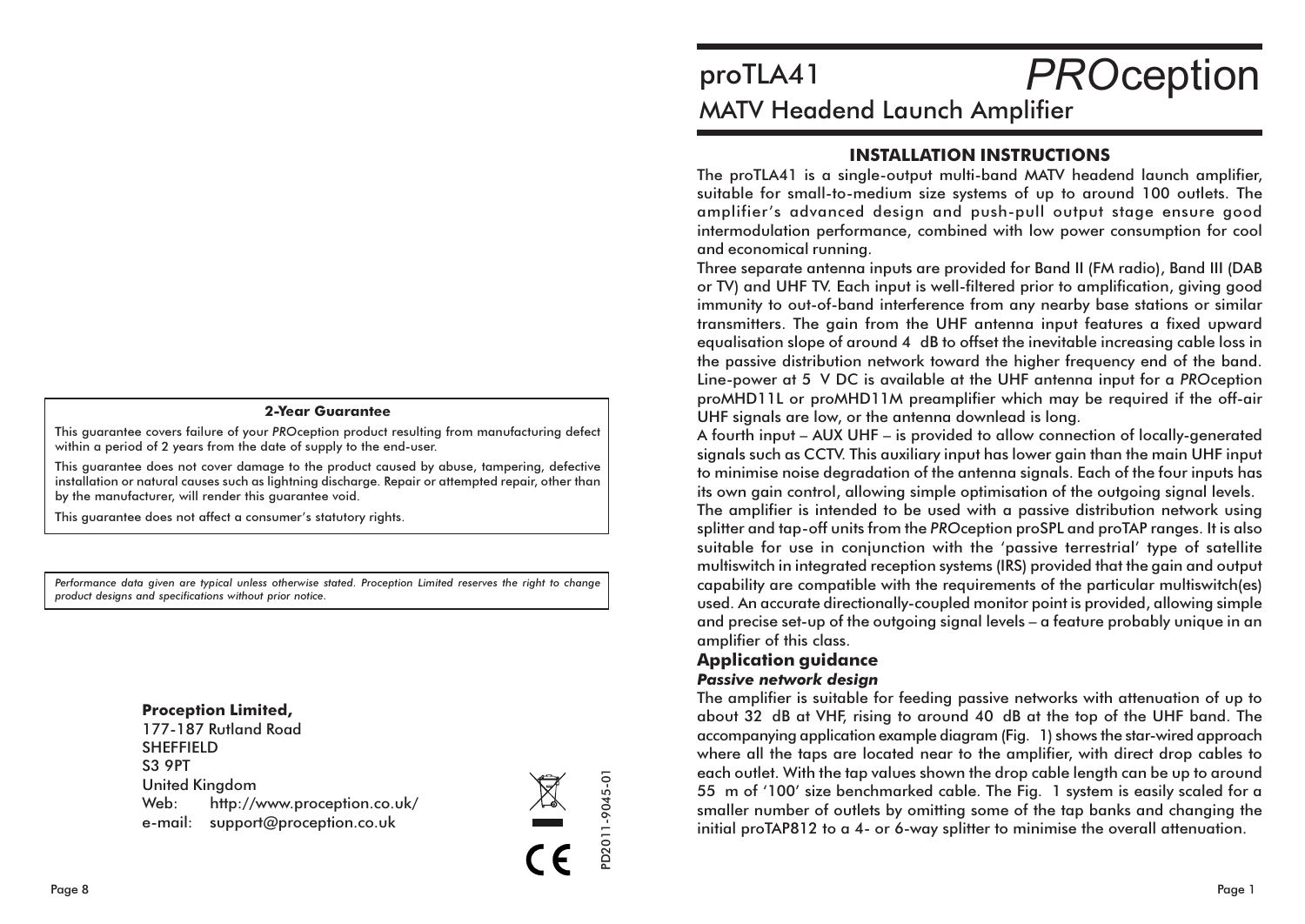## 2-Year Guarantee

This guarantee covers failure of your *PRO*ception product resulting from manufacturing defect within a period of 2 years from the date of supply to the end-user.

This guarantee does not cover damage to the product caused by abuse, tampering, defective installation or natural causes such as lightning discharge. Repair or attempted repair, other than by the manufacturer, will render this guarantee void.

This guarantee does not affect a consumer's statutory rights.

*Performance data given are typical unless otherwise stated. Proception Limited reserves the right to change product designs and specifications without prior notice.*

**Proception Limited,**
177-187 Rutland Road
SHEFFIELD
S3 9PT
United Kingdom
Web: http://www.proception.co.uk/
e-mail: support@proception.co.uk

PD2011-9045-01

# proTLA41 *PRO*ception

## MATV Headend Launch Amplifier

### INSTALLATION INSTRUCTIONS

The proTLA41 is a single-output multi-band MATV headend launch amplifier, suitable for small-to-medium size systems of up to around 100 outlets. The amplifier's advanced design and push-pull output stage ensure good intermodulation performance, combined with low power consumption for cool and economical running.

Three separate antenna inputs are provided for Band II (FM radio), Band III (DAB or TV) and UHF TV. Each input is well-filtered prior to amplification, giving good immunity to out-of-band interference from any nearby base stations or similar transmitters. The gain from the UHF antenna input features a fixed upward equalisation slope of around 4 dB to offset the inevitable increasing cable loss in the passive distribution network toward the higher frequency end of the band. Line-power at 5 V DC is available at the UHF antenna input for a *PRO*ception proMHD11L or proMHD11M preamplifier which may be required if the off-air UHF signals are low, or the antenna downlead is long.

A fourth input – AUX UHF – is provided to allow connection of locally-generated signals such as CCTV. This auxiliary input has lower gain than the main UHF input to minimise noise degradation of the antenna signals. Each of the four inputs has its own gain control, allowing simple optimisation of the outgoing signal levels.

The amplifier is intended to be used with a passive distribution network using splitter and tap-off units from the *PRO*ception proSPL and proTAP ranges. It is also suitable for use in conjunction with the 'passive terrestrial' type of satellite multiswitch in integrated reception systems (IRS) provided that the gain and output capability are compatible with the requirements of the particular multiswitch(es) used. An accurate directionally-coupled monitor point is provided, allowing simple and precise set-up of the outgoing signal levels – a feature probably unique in an amplifier of this class.

### Application guidance

#### *Passive network design*

The amplifier is suitable for feeding passive networks with attenuation of up to about 32 dB at VHF, rising to around 40 dB at the top of the UHF band. The accompanying application example diagram (Fig. 1) shows the star-wired approach where all the taps are located near to the amplifier, with direct drop cables to each outlet. With the tap values shown the drop cable length can be up to around 55 m of '100' size benchmarked cable. The Fig. 1 system is easily scaled for a smaller number of outlets by omitting some of the tap banks and changing the initial proTAP812 to a 4- or 6-way splitter to minimise the overall attenuation.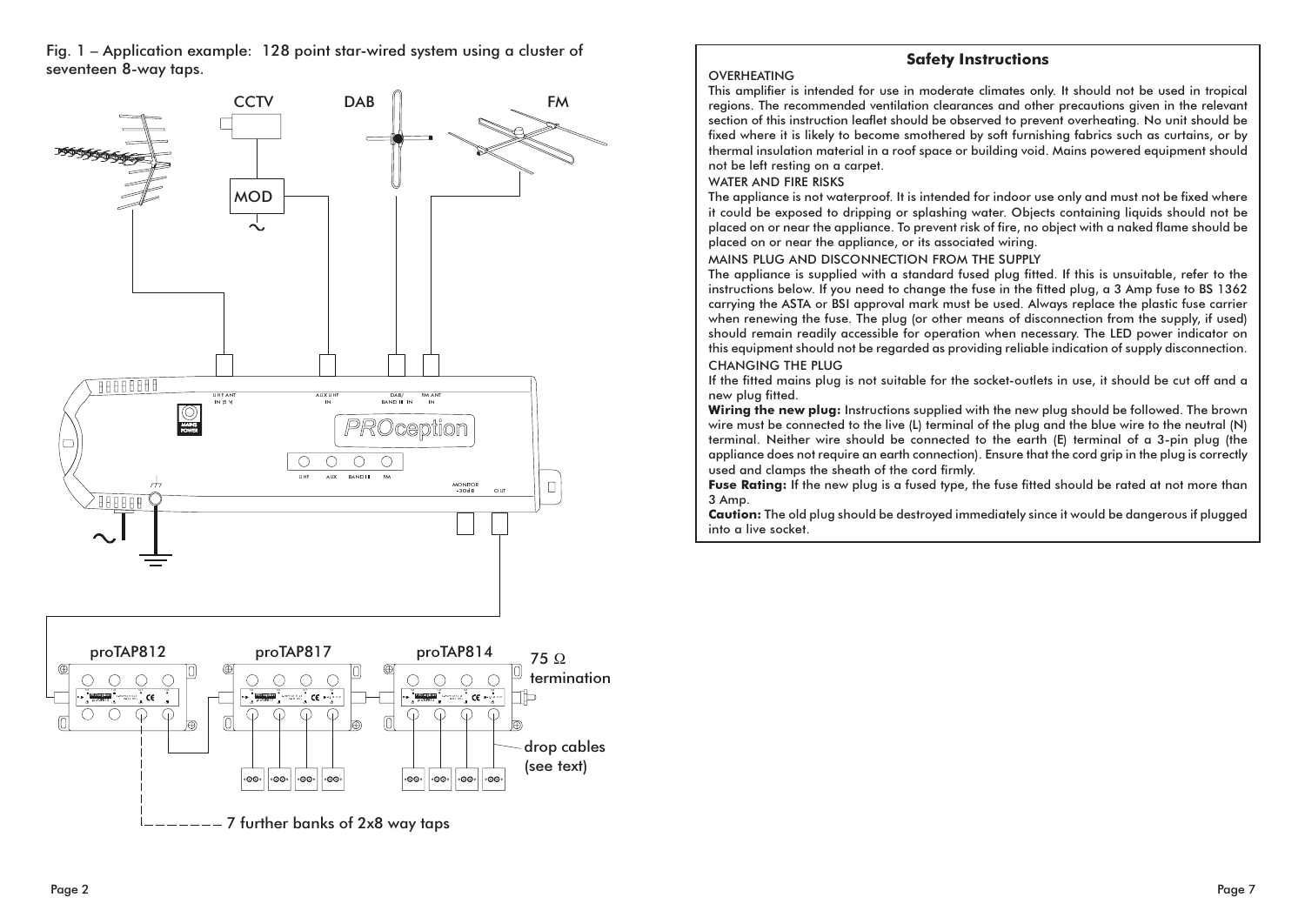Fig. 1 – Application example: 128 point star-wired system using a cluster of seventeen 8-way taps.

CCTV DAB FM

MOD

UHF ANT IN (5 V) AUX UHF IN DAB/ BAND III IN FM ANT IN

MAINS POWER

PROception

UHF AUX BAND III FM

MONITOR -30dB OUT

proTAP812 proTAP817 proTAP814

75 Ω termination

drop cables (see text)

7 further banks of 2x8 way taps

## Safety Instructions

OVERHEATING

This amplifier is intended for use in moderate climates only. It should not be used in tropical regions. The recommended ventilation clearances and other precautions given in the relevant section of this instruction leaflet should be observed to prevent overheating. No unit should be fixed where it is likely to become smothered by soft furnishing fabrics such as curtains, or by thermal insulation material in a roof space or building void. Mains powered equipment should not be left resting on a carpet.

WATER AND FIRE RISKS

The appliance is not waterproof. It is intended for indoor use only and must not be fixed where it could be exposed to dripping or splashing water. Objects containing liquids should not be placed on or near the appliance. To prevent risk of fire, no object with a naked flame should be placed on or near the appliance, or its associated wiring.

MAINS PLUG AND DISCONNECTION FROM THE SUPPLY

The appliance is supplied with a standard fused plug fitted. If this is unsuitable, refer to the instructions below. If you need to change the fuse in the fitted plug, a 3 Amp fuse to BS 1362 carrying the ASTA or BSI approval mark must be used. Always replace the plastic fuse carrier when renewing the fuse. The plug (or other means of disconnection from the supply, if used) should remain readily accessible for operation when necessary. The LED power indicator on this equipment should not be regarded as providing reliable indication of supply disconnection.

CHANGING THE PLUG

If the fitted mains plug is not suitable for the socket-outlets in use, it should be cut off and a new plug fitted.

**Wiring the new plug:** Instructions supplied with the new plug should be followed. The brown wire must be connected to the live (L) terminal of the plug and the blue wire to the neutral (N) terminal. Neither wire should be connected to the earth (E) terminal of a 3-pin plug (the appliance does not require an earth connection). Ensure that the cord grip in the plug is correctly used and clamps the sheath of the cord firmly.

**Fuse Rating:** If the new plug is a fused type, the fuse fitted should be rated at not more than 3 Amp.

**Caution:** The old plug should be destroyed immediately since it would be dangerous if plugged into a live socket.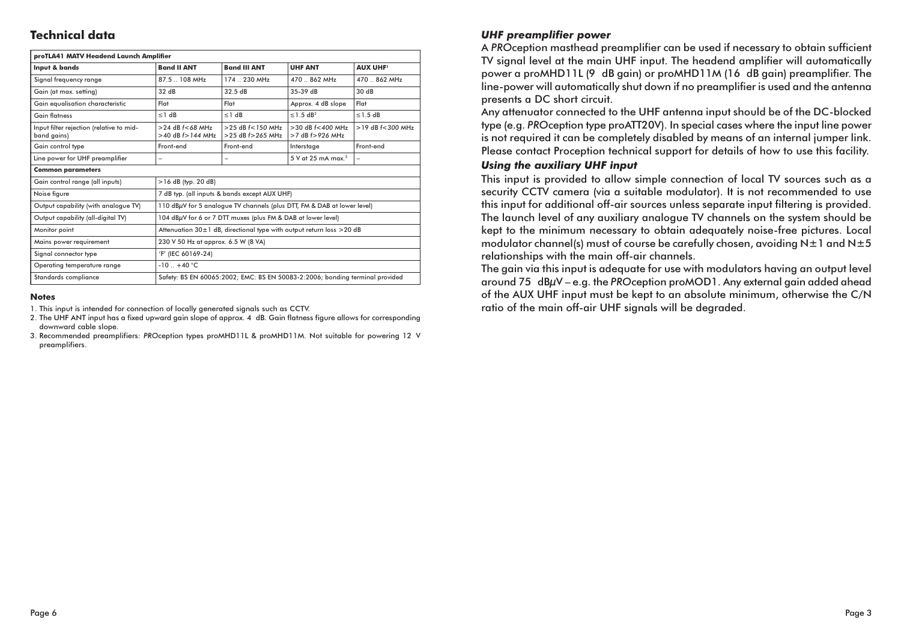## Technical data

| proTLA41 MATV Headend Launch Amplifier | | | | |
|---|---|---|---|---|
| **Input & bands** | **Band II ANT** | **Band III ANT** | **UHF ANT** | **AUX UHF**[1] |
| Signal frequency range | 87.5 .. 108 MHz | 174 .. 230 MHz | 470 .. 862 MHz | 470 .. 862 MHz |
| Gain (at max. setting) | 32 dB | 32.5 dB | 35-39 dB | 30 dB |
| Gain equalisation characteristic | Flat | Flat | Approx. 4 dB slope | Flat |
| Gain flatness | ≤1 dB | ≤1 dB | ≤1.5 dB[2] | ≤1.5 dB |
| Input filter rejection (relative to mid-band gains) | >24 dB *f*<*68* MHz >40 dB *f*>*144* MHz | >25 dB *f*<*150* MHz >25 dB *f*>265 MHz | >30 dB *f*<*400* MHz >7 dB *f*>926 MHz | >19 dB *f*<*300* MHz |
| Gain control type | Front-end | Front-end | Interstage | Front-end |
| Line power for UHF preamplifier | – | – | 5 V at 25 mA max.[3] | – |
| **Common parameters** | | | | |
| Gain control range (all inputs) | >16 dB (typ. 20 dB) | | | |
| Noise figure | 7 dB typ. (all inputs & bands except AUX UHF) | | | |
| Output capability (with analogue TV) | 110 dBμV for 5 analogue TV channels (plus DTT, FM & DAB at lower level) | | | |
| Output capability (all-digital TV) | 104 dBμV for 6 or 7 DTT muxes (plus FM & DAB at lower level) | | | |
| Monitor point | Attenuation 30±1 dB, directional type with output return loss >20 dB | | | |
| Mains power requirement | 230 V 50 Hz at approx. 6.5 W (8 VA) | | | |
| Signal connector type | 'F' (IEC 60169-24) | | | |
| Operating temperature range | -10 .. +40 °C | | | |
| Standards compliance | Safety: BS EN 60065:2002; EMC: BS EN 50083-2:2006; bonding terminal provided | | | |

**Notes**

1. This input is intended for connection of locally generated signals such as CCTV.
2. The UHF ANT input has a fixed upward gain slope of approx. 4 dB. Gain flatness figure allows for corresponding downward cable slope.
3. Recommended preamplifiers: *PRO*ception types proMHD11L & proMHD11M. Not suitable for powering 12 V preamplifiers.

### *UHF preamplifier power*

A *PRO*ception masthead preamplifier can be used if necessary to obtain sufficient TV signal level at the main UHF input. The headend amplifier will automatically power a proMHD11L (9 dB gain) or proMHD11M (16 dB gain) preamplifier. The line-power will automatically shut down if no preamplifier is used and the antenna presents a DC short circuit.

Any attenuator connected to the UHF antenna input should be of the DC-blocked type (e.g. *PRO*ception type proATT20V). In special cases where the input line power is not required it can be completely disabled by means of an internal jumper link. Please contact Proception technical support for details of how to use this facility.

### *Using the auxiliary UHF input*

This input is provided to allow simple connection of local TV sources such as a security CCTV camera (via a suitable modulator). It is not recommended to use this input for additional off-air sources unless separate input filtering is provided. The launch level of any auxiliary analogue TV channels on the system should be kept to the minimum necessary to obtain adequately noise-free pictures. Local modulator channel(s) must of course be carefully chosen, avoiding N±1 and N±5 relationships with the main off-air channels.

The gain via this input is adequate for use with modulators having an output level around 75 dBμV – e.g. the *PRO*ception proMOD1. Any external gain added ahead of the AUX UHF input must be kept to an absolute minimum, otherwise the C/N ratio of the main off-air UHF signals will be degraded.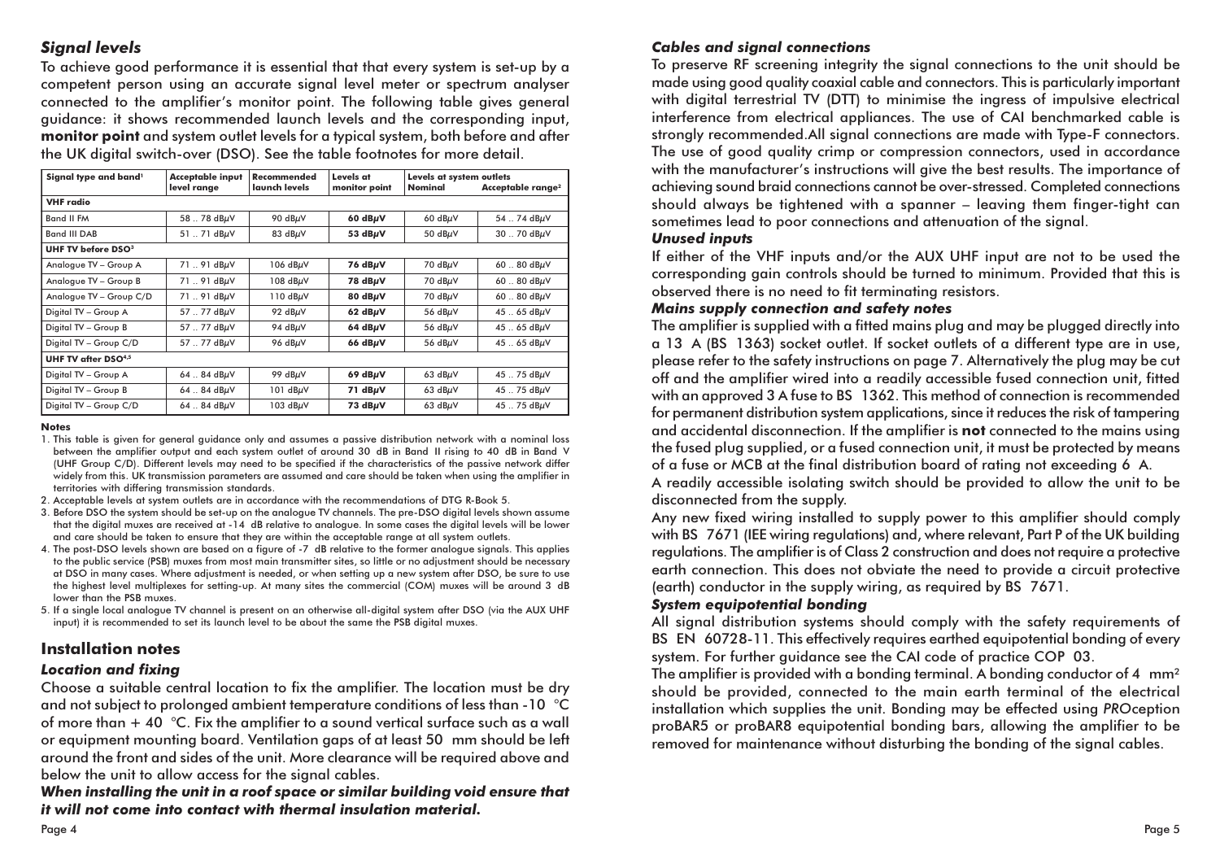## *Signal levels*

To achieve good performance it is essential that that every system is set-up by a competent person using an accurate signal level meter or spectrum analyser connected to the amplifier's monitor point. The following table gives general guidance: it shows recommended launch levels and the corresponding input, **monitor point** and system outlet levels for a typical system, both before and after the UK digital switch-over (DSO). See the table footnotes for more detail.

| Signal type and band[1] | Acceptable input level range | Recommended launch levels | Levels at monitor point | Levels at system outlets Nominal | Acceptable range[2] |
|---|---|---|---|---|---|
| **VHF radio** | | | | | |
| Band II FM | 58 .. 78 dBµV | 90 dBµV | **60 dBµV** | 60 dBµV | 54 .. 74 dBµV |
| Band III DAB | 51 .. 71 dBµV | 83 dBµV | **53 dBµV** | 50 dBµV | 30 .. 70 dBµV |
| **UHF TV before DSO[3]** | | | | | |
| Analogue TV – Group A | 71 .. 91 dBµV | 106 dBµV | **76 dBµV** | 70 dBµV | 60 .. 80 dBµV |
| Analogue TV – Group B | 71 .. 91 dBµV | 108 dBµV | **78 dBµV** | 70 dBµV | 60 .. 80 dBµV |
| Analogue TV – Group C/D | 71 .. 91 dBµV | 110 dBµV | **80 dBµV** | 70 dBµV | 60 .. 80 dBµV |
| Digital TV – Group A | 57 .. 77 dBµV | 92 dBµV | **62 dBµV** | 56 dBµV | 45 .. 65 dBµV |
| Digital TV – Group B | 57 .. 77 dBµV | 94 dBµV | **64 dBµV** | 56 dBµV | 45 .. 65 dBµV |
| Digital TV – Group C/D | 57 .. 77 dBµV | 96 dBµV | **66 dBµV** | 56 dBµV | 45 .. 65 dBµV |
| **UHF TV after DSO[4,5]** | | | | | |
| Digital TV – Group A | 64 .. 84 dBµV | 99 dBµV | **69 dBµV** | 63 dBµV | 45 .. 75 dBµV |
| Digital TV – Group B | 64 .. 84 dBµV | 101 dBµV | **71 dBµV** | 63 dBµV | 45 .. 75 dBµV |
| Digital TV – Group C/D | 64 .. 84 dBµV | 103 dBµV | **73 dBµV** | 63 dBµV | 45 .. 75 dBµV |

**Notes**

1. This table is given for general guidance only and assumes a passive distribution network with a nominal loss between the amplifier output and each system outlet of around 30 dB in Band II rising to 40 dB in Band V (UHF Group C/D). Different levels may need to be specified if the characteristics of the passive network differ widely from this. UK transmission parameters are assumed and care should be taken when using the amplifier in territories with differing transmission standards.
2. Acceptable levels at system outlets are in accordance with the recommendations of DTG R-Book 5.
3. Before DSO the system should be set-up on the analogue TV channels. The pre-DSO digital levels shown assume that the digital muxes are received at -14 dB relative to analogue. In some cases the digital levels will be lower and care should be taken to ensure that they are within the acceptable range at all system outlets.
4. The post-DSO levels shown are based on a figure of -7 dB relative to the former analogue signals. This applies to the public service (PSB) muxes from most main transmitter sites, so little or no adjustment should be necessary at DSO in many cases. Where adjustment is needed, or when setting up a new system after DSO, be sure to use the highest level multiplexes for setting-up. At many sites the commercial (COM) muxes will be around 3 dB lower than the PSB muxes.
5. If a single local analogue TV channel is present on an otherwise all-digital system after DSO (via the AUX UHF input) it is recommended to set its launch level to be about the same the PSB digital muxes.

## Installation notes

### *Location and fixing*

Choose a suitable central location to fix the amplifier. The location must be dry and not subject to prolonged ambient temperature conditions of less than -10 °C of more than + 40 °C. Fix the amplifier to a sound vertical surface such as a wall or equipment mounting board. Ventilation gaps of at least 50 mm should be left around the front and sides of the unit. More clearance will be required above and below the unit to allow access for the signal cables.

***When installing the unit in a roof space or similar building void ensure that it will not come into contact with thermal insulation material.***

### *Cables and signal connections*

To preserve RF screening integrity the signal connections to the unit should be made using good quality coaxial cable and connectors. This is particularly important with digital terrestrial TV (DTT) to minimise the ingress of impulsive electrical interference from electrical appliances. The use of CAI benchmarked cable is strongly recommended.All signal connections are made with Type-F connectors. The use of good quality crimp or compression connectors, used in accordance with the manufacturer's instructions will give the best results. The importance of achieving sound braid connections cannot be over-stressed. Completed connections should always be tightened with a spanner – leaving them finger-tight can sometimes lead to poor connections and attenuation of the signal.

### *Unused inputs*

If either of the VHF inputs and/or the AUX UHF input are not to be used the corresponding gain controls should be turned to minimum. Provided that this is observed there is no need to fit terminating resistors.

### *Mains supply connection and safety notes*

The amplifier is supplied with a fitted mains plug and may be plugged directly into a 13 A (BS 1363) socket outlet. If socket outlets of a different type are in use, please refer to the safety instructions on page 7. Alternatively the plug may be cut off and the amplifier wired into a readily accessible fused connection unit, fitted with an approved 3 A fuse to BS 1362. This method of connection is recommended for permanent distribution system applications, since it reduces the risk of tampering and accidental disconnection. If the amplifier is **not** connected to the mains using the fused plug supplied, or a fused connection unit, it must be protected by means of a fuse or MCB at the final distribution board of rating not exceeding 6 A.

A readily accessible isolating switch should be provided to allow the unit to be disconnected from the supply.

Any new fixed wiring installed to supply power to this amplifier should comply with BS 7671 (IEE wiring regulations) and, where relevant, Part P of the UK building regulations. The amplifier is of Class 2 construction and does not require a protective earth connection. This does not obviate the need to provide a circuit protective (earth) conductor in the supply wiring, as required by BS 7671.

### *System equipotential bonding*

All signal distribution systems should comply with the safety requirements of BS EN 60728-11. This effectively requires earthed equipotential bonding of every system. For further guidance see the CAI code of practice COP 03.

The amplifier is provided with a bonding terminal. A bonding conductor of 4 mm² should be provided, connected to the main earth terminal of the electrical installation which supplies the unit. Bonding may be effected using *PRO*ception proBAR5 or proBAR8 equipotential bonding bars, allowing the amplifier to be removed for maintenance without disturbing the bonding of the signal cables.